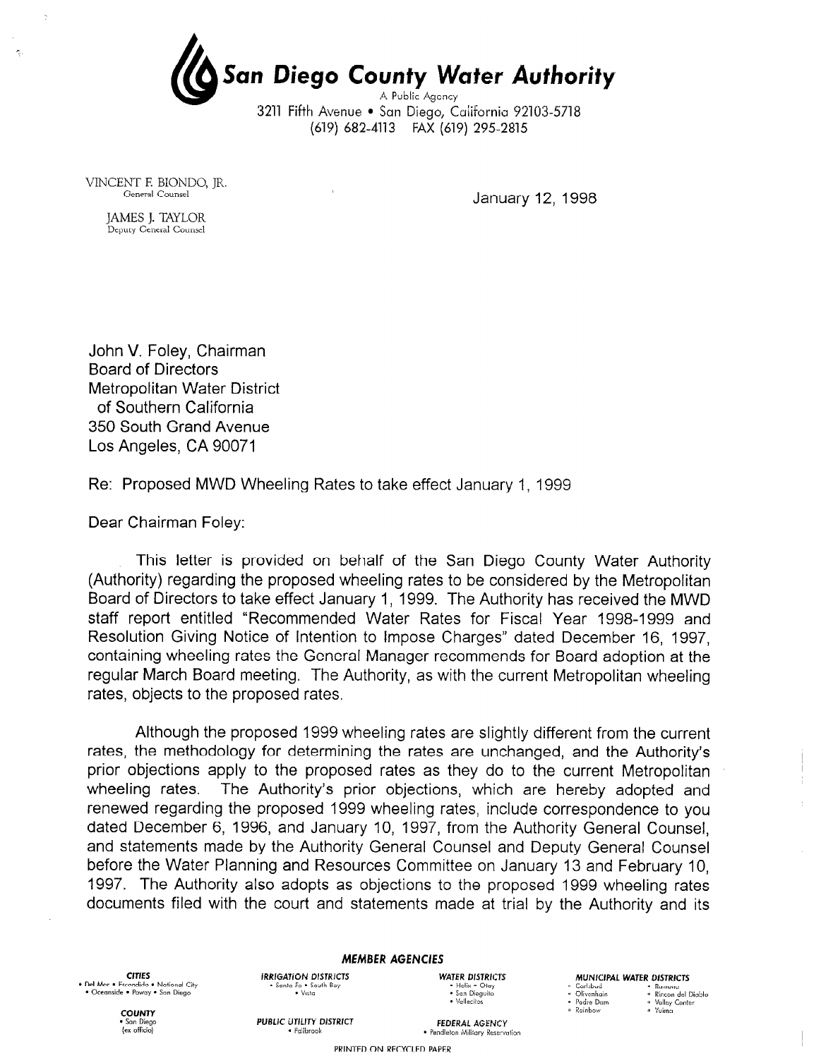# San Diego County Water Authority

A Public Agency
3211 Fifth Avenue • San Diego, California 92103-5718
(619) 682-4113 FAX (619) 295-2815

VINCENT F. BIONDO, JR.
General Counsel

JAMES J. TAYLOR
Deputy General Counsel

January 12, 1998

John V. Foley, Chairman
Board of Directors
Metropolitan Water District
of Southern California
350 South Grand Avenue
Los Angeles, CA 90071

Re: Proposed MWD Wheeling Rates to take effect January 1, 1999

Dear Chairman Foley:

This letter is provided on behalf of the San Diego County Water Authority (Authority) regarding the proposed wheeling rates to be considered by the Metropolitan Board of Directors to take effect January 1, 1999. The Authority has received the MWD staff report entitled "Recommended Water Rates for Fiscal Year 1998-1999 and Resolution Giving Notice of Intention to Impose Charges" dated December 16, 1997, containing wheeling rates the General Manager recommends for Board adoption at the regular March Board meeting. The Authority, as with the current Metropolitan wheeling rates, objects to the proposed rates.

Although the proposed 1999 wheeling rates are slightly different from the current rates, the methodology for determining the rates are unchanged, and the Authority's prior objections apply to the proposed rates as they do to the current Metropolitan wheeling rates. The Authority's prior objections, which are hereby adopted and renewed regarding the proposed 1999 wheeling rates, include correspondence to you dated December 6, 1996, and January 10, 1997, from the Authority General Counsel, and statements made by the Authority General Counsel and Deputy General Counsel before the Water Planning and Resources Committee on January 13 and February 10, 1997. The Authority also adopts as objections to the proposed 1999 wheeling rates documents filed with the court and statements made at trial by the Authority and its

**MEMBER AGENCIES**

**CITIES**
• Del Mar • Escondido • National City
• Oceanside • Poway • San Diego

**COUNTY**
• San Diego
(ex officio)

**IRRIGATION DISTRICTS**
• Santa Fe • South Bay
• Vista

**PUBLIC UTILITY DISTRICT**
• Fallbrook

**WATER DISTRICTS**
• Helix • Otay
• San Dieguito
• Vallecitos

**FEDERAL AGENCY**
• Pendleton Military Reservation

**MUNICIPAL WATER DISTRICTS**
• Carlsbad • Ramona
• Olivenhain • Rincon del Diablo
• Padre Dam • Valley Center
• Rainbow • Yuima

PRINTED ON RECYCLED PAPER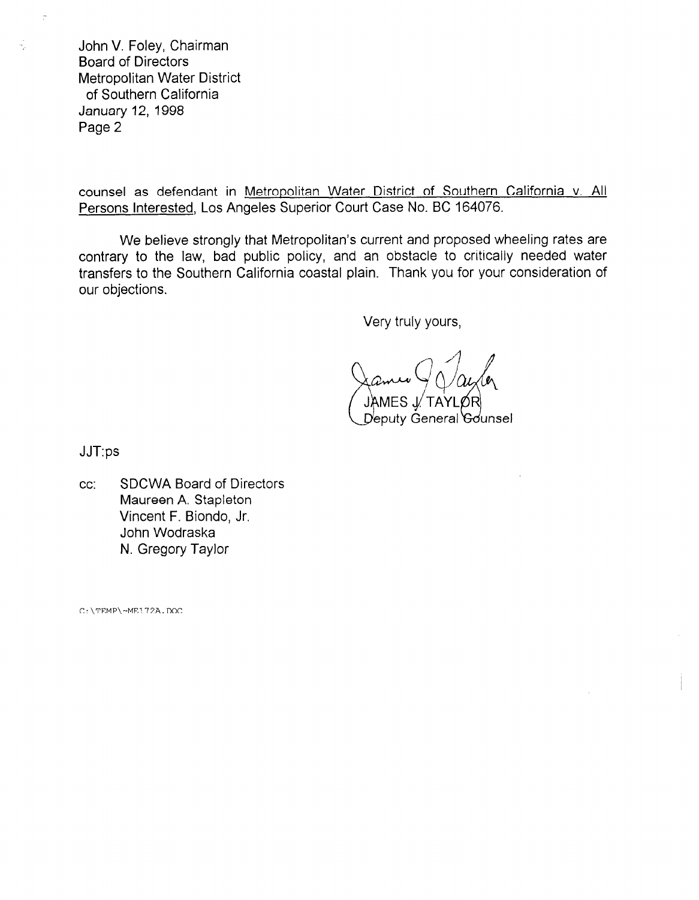John V. Foley, Chairman
Board of Directors
Metropolitan Water District
of Southern California
January 12, 1998
Page 2

counsel as defendant in Metropolitan Water District of Southern California v. All Persons Interested, Los Angeles Superior Court Case No. BC 164076.

We believe strongly that Metropolitan's current and proposed wheeling rates are contrary to the law, bad public policy, and an obstacle to critically needed water transfers to the Southern California coastal plain. Thank you for your consideration of our objections.

Very truly yours,

JAMES J. TAYLOR
Deputy General Counsel

JJT:ps

cc: SDCWA Board of Directors
Maureen A. Stapleton
Vincent F. Biondo, Jr.
John Wodraska
N. Gregory Taylor

C:\TEMP\~ME172A.DOC